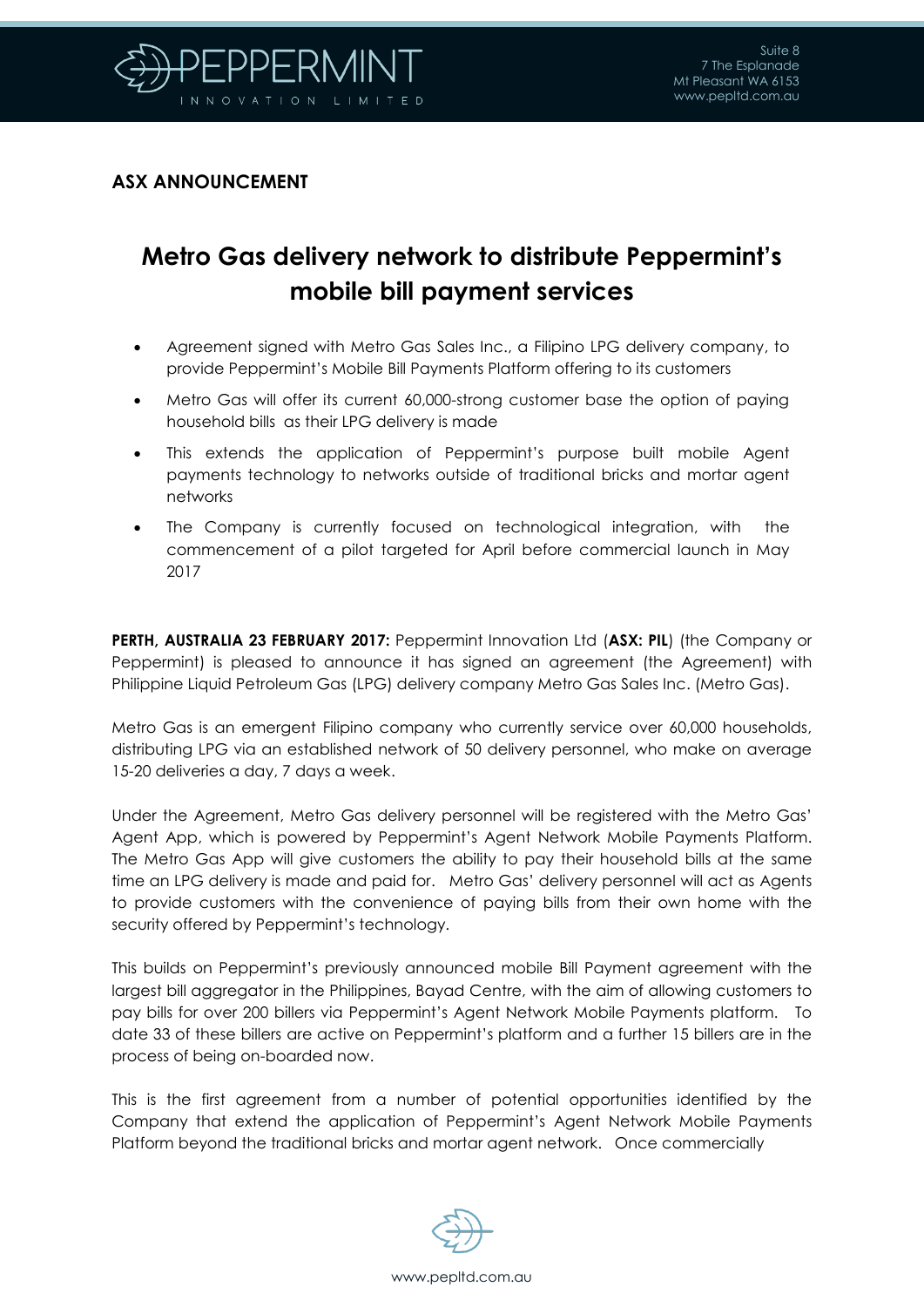## ASX ANNOUNCEMENT

# Metro Gas delivery network to distribute Peppermint's mobile bill payment services

- Agreement signed with Metro Gas Sales Inc., a Filipino LPG delivery company, to provide Peppermint's Mobile Bill Payments Platform offering to its customers
- Metro Gas will offer its current 60,000-strong customer base the option of paying household bills as their LPG delivery is made
- This extends the application of Peppermint's purpose built mobile Agent payments technology to networks outside of traditional bricks and mortar agent networks
- The Company is currently focused on technological integration, with the commencement of a pilot targeted for April before commercial launch in May 2017

**PERTH, AUSTRALIA 23 FEBRUARY 2017:** Peppermint Innovation Ltd (**ASX: PIL**) (the Company or Peppermint) is pleased to announce it has signed an agreement (the Agreement) with Philippine Liquid Petroleum Gas (LPG) delivery company Metro Gas Sales Inc. (Metro Gas).

Metro Gas is an emergent Filipino company who currently service over 60,000 households, distributing LPG via an established network of 50 delivery personnel, who make on average 15-20 deliveries a day, 7 days a week.

Under the Agreement, Metro Gas delivery personnel will be registered with the Metro Gas' Agent App, which is powered by Peppermint's Agent Network Mobile Payments Platform. The Metro Gas App will give customers the ability to pay their household bills at the same time an LPG delivery is made and paid for. Metro Gas' delivery personnel will act as Agents to provide customers with the convenience of paying bills from their own home with the security offered by Peppermint's technology.

This builds on Peppermint's previously announced mobile Bill Payment agreement with the largest bill aggregator in the Philippines, Bayad Centre, with the aim of allowing customers to pay bills for over 200 billers via Peppermint's Agent Network Mobile Payments platform. To date 33 of these billers are active on Peppermint's platform and a further 15 billers are in the process of being on-boarded now.

This is the first agreement from a number of potential opportunities identified by the Company that extend the application of Peppermint's Agent Network Mobile Payments Platform beyond the traditional bricks and mortar agent network. Once commercially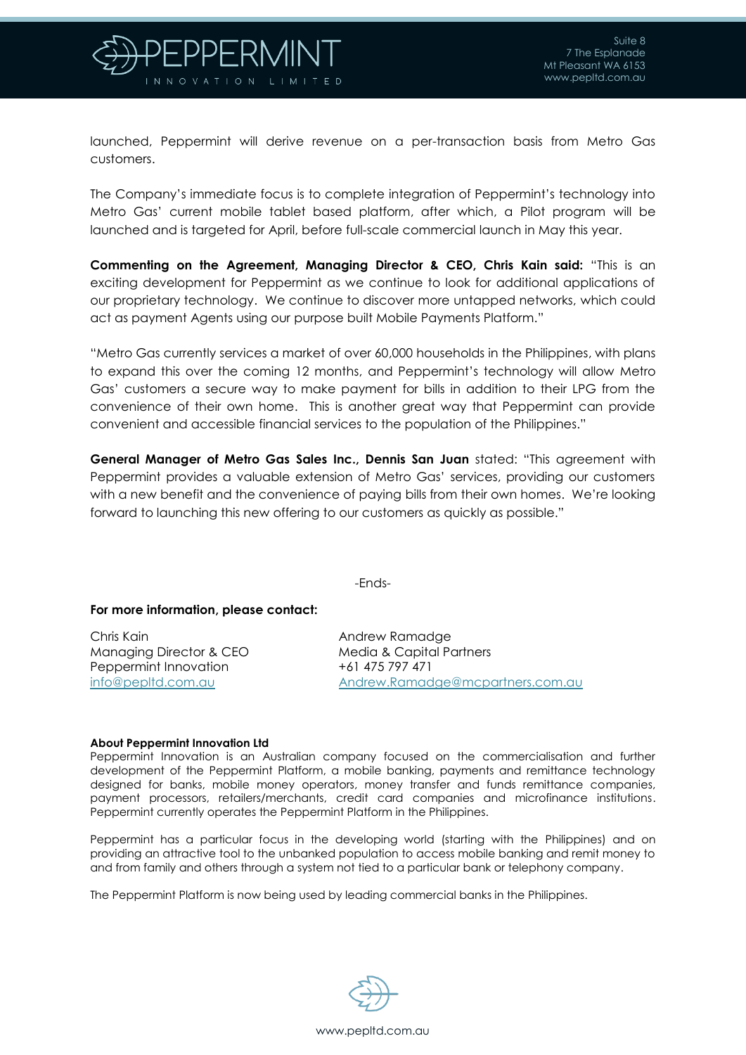launched, Peppermint will derive revenue on a per-transaction basis from Metro Gas customers.

The Company's immediate focus is to complete integration of Peppermint's technology into Metro Gas' current mobile tablet based platform, after which, a Pilot program will be launched and is targeted for April, before full-scale commercial launch in May this year.

**Commenting on the Agreement, Managing Director & CEO, Chris Kain said:** "This is an exciting development for Peppermint as we continue to look for additional applications of our proprietary technology. We continue to discover more untapped networks, which could act as payment Agents using our purpose built Mobile Payments Platform."

"Metro Gas currently services a market of over 60,000 households in the Philippines, with plans to expand this over the coming 12 months, and Peppermint's technology will allow Metro Gas' customers a secure way to make payment for bills in addition to their LPG from the convenience of their own home. This is another great way that Peppermint can provide convenient and accessible financial services to the population of the Philippines."

**General Manager of Metro Gas Sales Inc., Dennis San Juan** stated: "This agreement with Peppermint provides a valuable extension of Metro Gas' services, providing our customers with a new benefit and the convenience of paying bills from their own homes. We're looking forward to launching this new offering to our customers as quickly as possible."

-Ends-

**For more information, please contact:**

Chris Kain
Managing Director & CEO
Peppermint Innovation
info@pepltd.com.au

Andrew Ramadge
Media & Capital Partners
+61 475 797 471
Andrew.Ramadge@mcpartners.com.au

**About Peppermint Innovation Ltd**

Peppermint Innovation is an Australian company focused on the commercialisation and further development of the Peppermint Platform, a mobile banking, payments and remittance technology designed for banks, mobile money operators, money transfer and funds remittance companies, payment processors, retailers/merchants, credit card companies and microfinance institutions. Peppermint currently operates the Peppermint Platform in the Philippines.

Peppermint has a particular focus in the developing world (starting with the Philippines) and on providing an attractive tool to the unbanked population to access mobile banking and remit money to and from family and others through a system not tied to a particular bank or telephony company.

The Peppermint Platform is now being used by leading commercial banks in the Philippines.